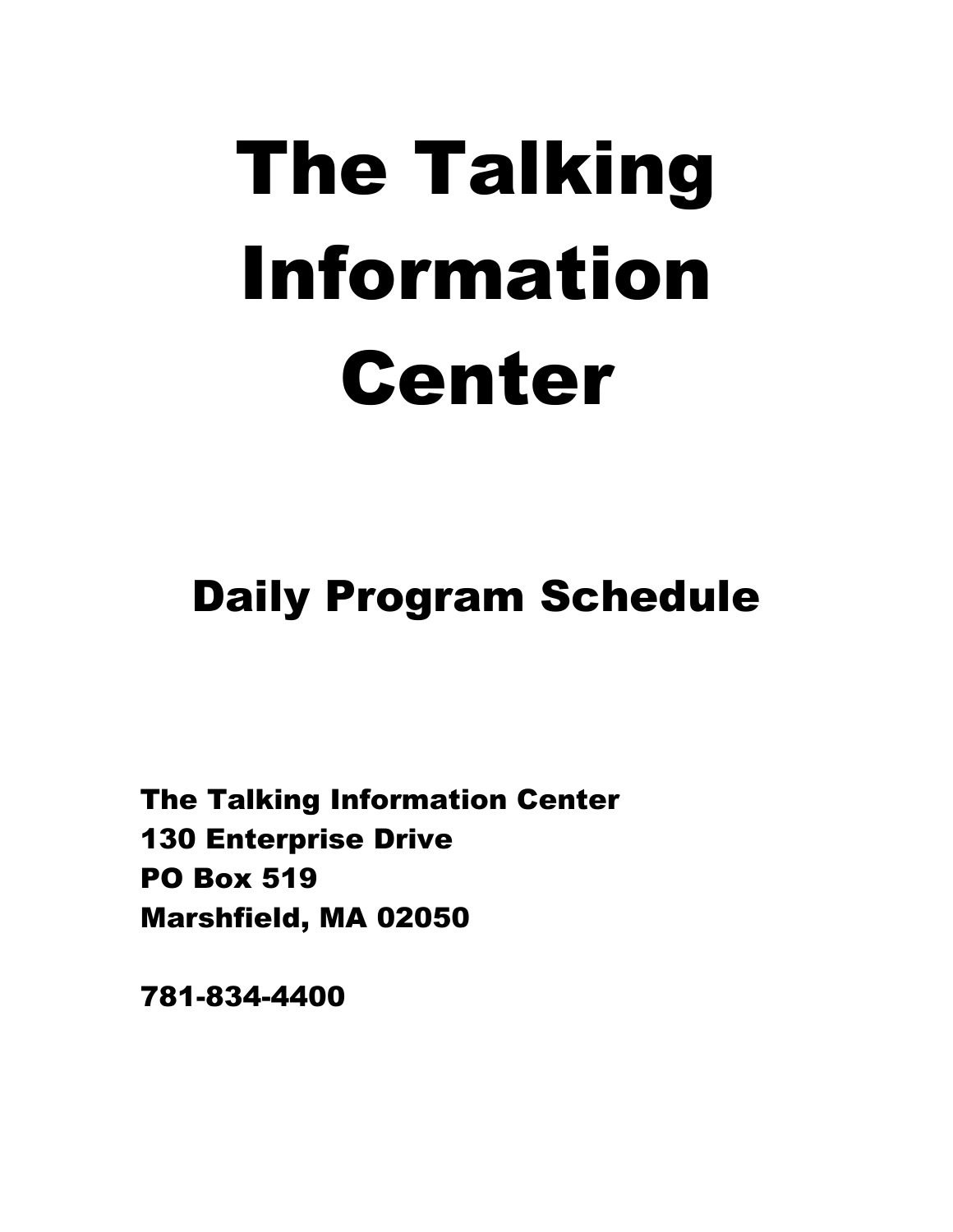# The Talking Information Center

## Daily Program Schedule

**The Talking Information Center**
**130 Enterprise Drive**
**PO Box 519**
**Marshfield, MA 02050**

**781-834-4400**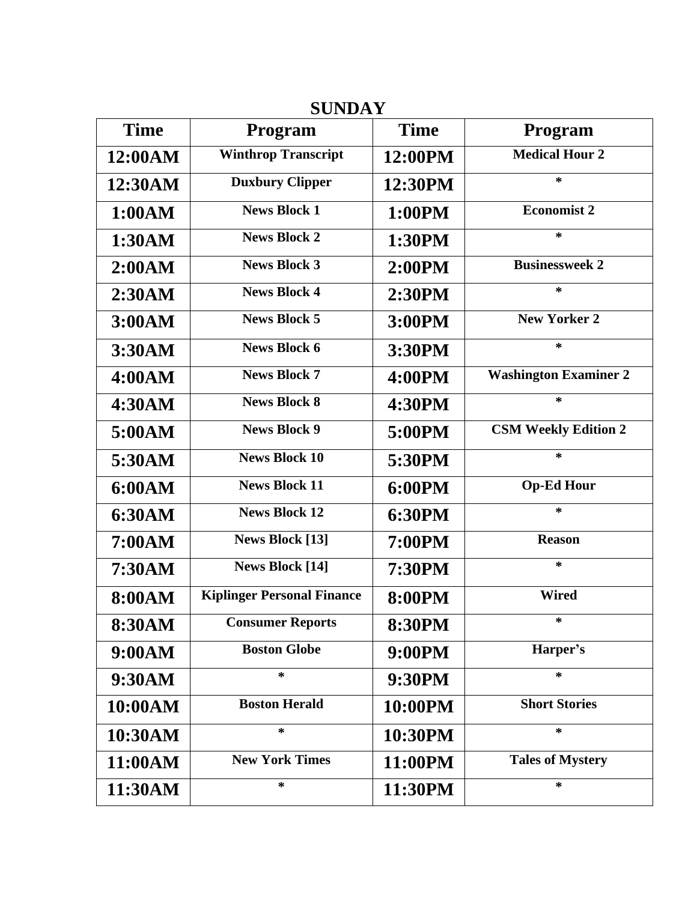## SUNDAY

| Time | Program | Time | Program |
|---|---|---|---|
| 12:00AM | Winthrop Transcript | 12:00PM | Medical Hour 2 |
| 12:30AM | Duxbury Clipper | 12:30PM | * |
| 1:00AM | News Block 1 | 1:00PM | Economist 2 |
| 1:30AM | News Block 2 | 1:30PM | * |
| 2:00AM | News Block 3 | 2:00PM | Businessweek 2 |
| 2:30AM | News Block 4 | 2:30PM | * |
| 3:00AM | News Block 5 | 3:00PM | New Yorker 2 |
| 3:30AM | News Block 6 | 3:30PM | * |
| 4:00AM | News Block 7 | 4:00PM | Washington Examiner 2 |
| 4:30AM | News Block 8 | 4:30PM | * |
| 5:00AM | News Block 9 | 5:00PM | CSM Weekly Edition 2 |
| 5:30AM | News Block 10 | 5:30PM | * |
| 6:00AM | News Block 11 | 6:00PM | Op-Ed Hour |
| 6:30AM | News Block 12 | 6:30PM | * |
| 7:00AM | News Block [13] | 7:00PM | Reason |
| 7:30AM | News Block [14] | 7:30PM | * |
| 8:00AM | Kiplinger Personal Finance | 8:00PM | Wired |
| 8:30AM | Consumer Reports | 8:30PM | * |
| 9:00AM | Boston Globe | 9:00PM | Harper's |
| 9:30AM | * | 9:30PM | * |
| 10:00AM | Boston Herald | 10:00PM | Short Stories |
| 10:30AM | * | 10:30PM | * |
| 11:00AM | New York Times | 11:00PM | Tales of Mystery |
| 11:30AM | * | 11:30PM | * |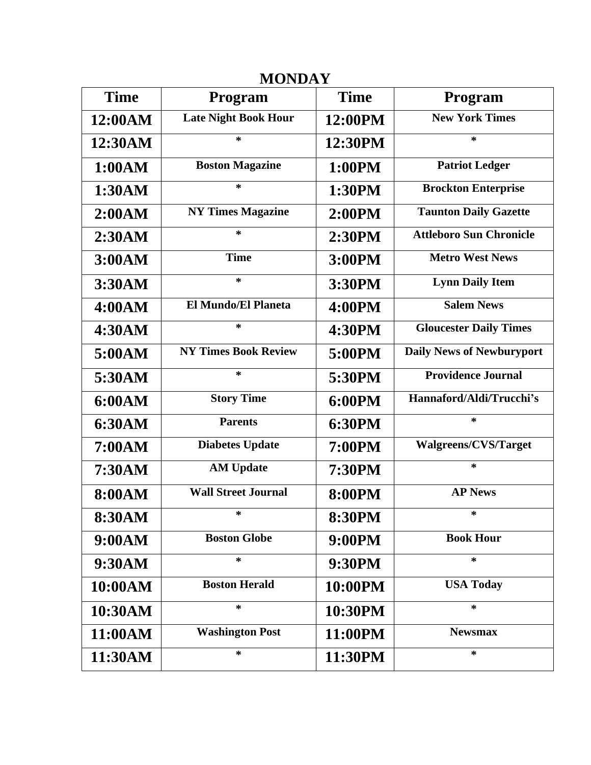# MONDAY

| Time | Program | Time | Program |
|---|---|---|---|
| 12:00AM | Late Night Book Hour | 12:00PM | New York Times |
| 12:30AM | * | 12:30PM | * |
| 1:00AM | Boston Magazine | 1:00PM | Patriot Ledger |
| 1:30AM | * | 1:30PM | Brockton Enterprise |
| 2:00AM | NY Times Magazine | 2:00PM | Taunton Daily Gazette |
| 2:30AM | * | 2:30PM | Attleboro Sun Chronicle |
| 3:00AM | Time | 3:00PM | Metro West News |
| 3:30AM | * | 3:30PM | Lynn Daily Item |
| 4:00AM | El Mundo/El Planeta | 4:00PM | Salem News |
| 4:30AM | * | 4:30PM | Gloucester Daily Times |
| 5:00AM | NY Times Book Review | 5:00PM | Daily News of Newburyport |
| 5:30AM | * | 5:30PM | Providence Journal |
| 6:00AM | Story Time | 6:00PM | Hannaford/Aldi/Trucchi's |
| 6:30AM | Parents | 6:30PM | * |
| 7:00AM | Diabetes Update | 7:00PM | Walgreens/CVS/Target |
| 7:30AM | AM Update | 7:30PM | * |
| 8:00AM | Wall Street Journal | 8:00PM | AP News |
| 8:30AM | * | 8:30PM | * |
| 9:00AM | Boston Globe | 9:00PM | Book Hour |
| 9:30AM | * | 9:30PM | * |
| 10:00AM | Boston Herald | 10:00PM | USA Today |
| 10:30AM | * | 10:30PM | * |
| 11:00AM | Washington Post | 11:00PM | Newsmax |
| 11:30AM | * | 11:30PM | * |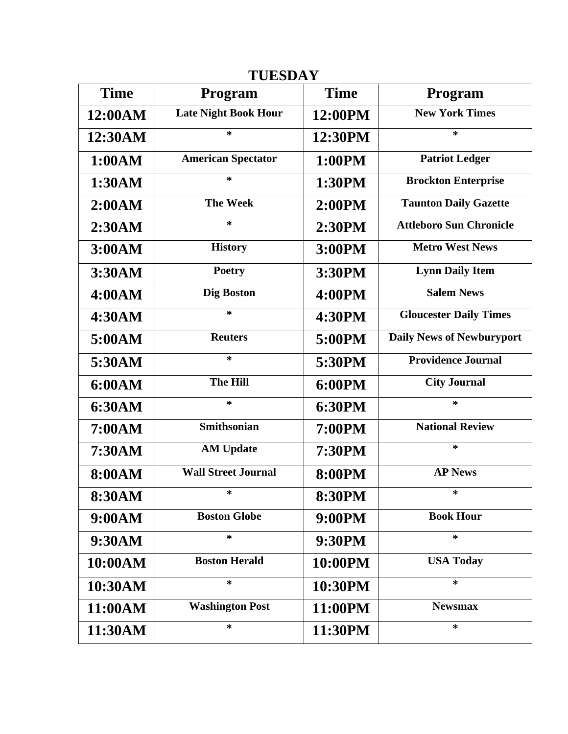## TUESDAY

| Time | Program | Time | Program |
|---|---|---|---|
| 12:00AM | Late Night Book Hour | 12:00PM | New York Times |
| 12:30AM | * | 12:30PM | * |
| 1:00AM | American Spectator | 1:00PM | Patriot Ledger |
| 1:30AM | * | 1:30PM | Brockton Enterprise |
| 2:00AM | The Week | 2:00PM | Taunton Daily Gazette |
| 2:30AM | * | 2:30PM | Attleboro Sun Chronicle |
| 3:00AM | History | 3:00PM | Metro West News |
| 3:30AM | Poetry | 3:30PM | Lynn Daily Item |
| 4:00AM | Dig Boston | 4:00PM | Salem News |
| 4:30AM | * | 4:30PM | Gloucester Daily Times |
| 5:00AM | Reuters | 5:00PM | Daily News of Newburyport |
| 5:30AM | * | 5:30PM | Providence Journal |
| 6:00AM | The Hill | 6:00PM | City Journal |
| 6:30AM | * | 6:30PM | * |
| 7:00AM | Smithsonian | 7:00PM | National Review |
| 7:30AM | AM Update | 7:30PM | * |
| 8:00AM | Wall Street Journal | 8:00PM | AP News |
| 8:30AM | * | 8:30PM | * |
| 9:00AM | Boston Globe | 9:00PM | Book Hour |
| 9:30AM | * | 9:30PM | * |
| 10:00AM | Boston Herald | 10:00PM | USA Today |
| 10:30AM | * | 10:30PM | * |
| 11:00AM | Washington Post | 11:00PM | Newsmax |
| 11:30AM | * | 11:30PM | * |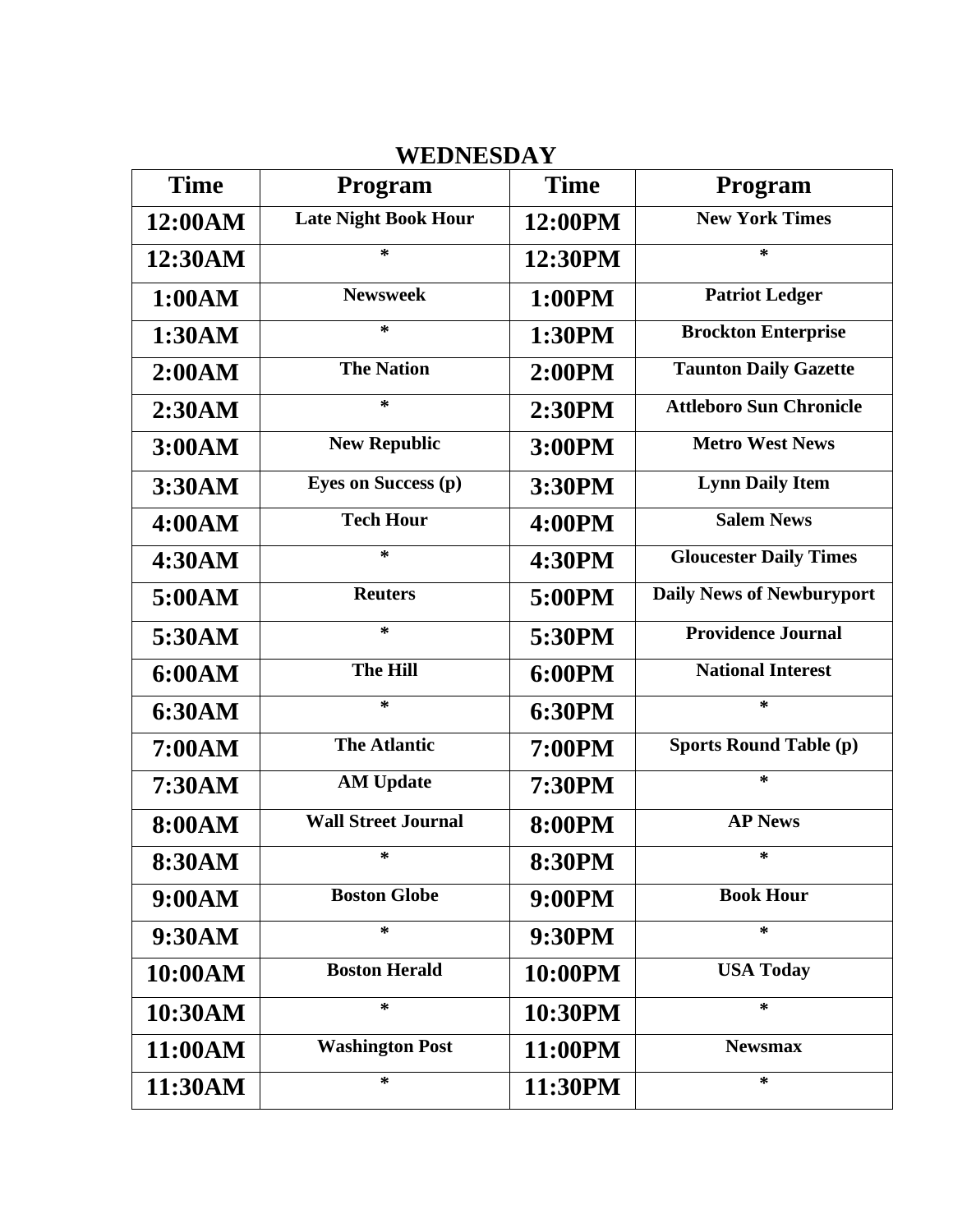## WEDNESDAY

| Time | Program | Time | Program |
|---|---|---|---|
| 12:00AM | Late Night Book Hour | 12:00PM | New York Times |
| 12:30AM | * | 12:30PM | * |
| 1:00AM | Newsweek | 1:00PM | Patriot Ledger |
| 1:30AM | * | 1:30PM | Brockton Enterprise |
| 2:00AM | The Nation | 2:00PM | Taunton Daily Gazette |
| 2:30AM | * | 2:30PM | Attleboro Sun Chronicle |
| 3:00AM | New Republic | 3:00PM | Metro West News |
| 3:30AM | Eyes on Success (p) | 3:30PM | Lynn Daily Item |
| 4:00AM | Tech Hour | 4:00PM | Salem News |
| 4:30AM | * | 4:30PM | Gloucester Daily Times |
| 5:00AM | Reuters | 5:00PM | Daily News of Newburyport |
| 5:30AM | * | 5:30PM | Providence Journal |
| 6:00AM | The Hill | 6:00PM | National Interest |
| 6:30AM | * | 6:30PM | * |
| 7:00AM | The Atlantic | 7:00PM | Sports Round Table (p) |
| 7:30AM | AM Update | 7:30PM | * |
| 8:00AM | Wall Street Journal | 8:00PM | AP News |
| 8:30AM | * | 8:30PM | * |
| 9:00AM | Boston Globe | 9:00PM | Book Hour |
| 9:30AM | * | 9:30PM | * |
| 10:00AM | Boston Herald | 10:00PM | USA Today |
| 10:30AM | * | 10:30PM | * |
| 11:00AM | Washington Post | 11:00PM | Newsmax |
| 11:30AM | * | 11:30PM | * |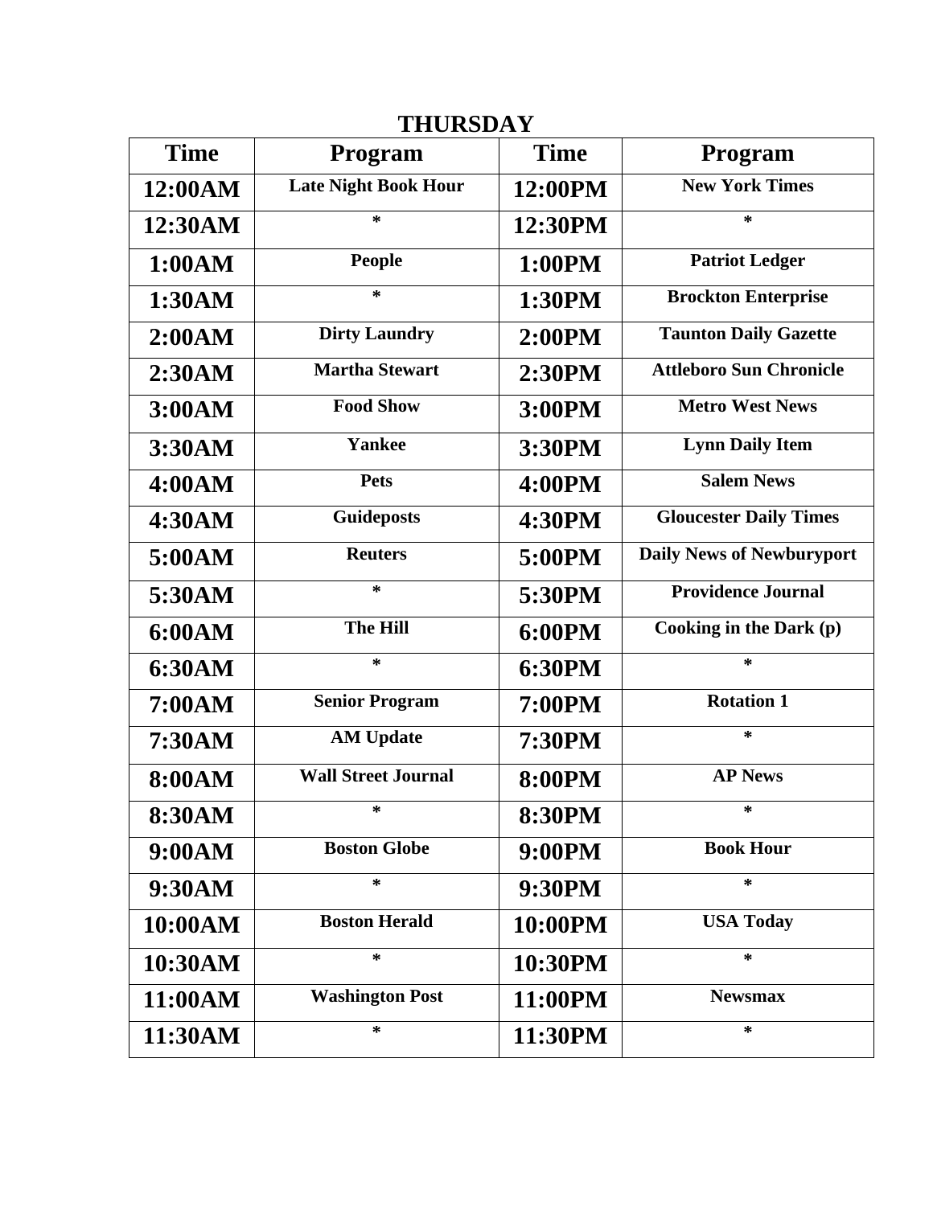## THURSDAY

| Time | Program | Time | Program |
| --- | --- | --- | --- |
| 12:00AM | Late Night Book Hour | 12:00PM | New York Times |
| 12:30AM | * | 12:30PM | * |
| 1:00AM | People | 1:00PM | Patriot Ledger |
| 1:30AM | * | 1:30PM | Brockton Enterprise |
| 2:00AM | Dirty Laundry | 2:00PM | Taunton Daily Gazette |
| 2:30AM | Martha Stewart | 2:30PM | Attleboro Sun Chronicle |
| 3:00AM | Food Show | 3:00PM | Metro West News |
| 3:30AM | Yankee | 3:30PM | Lynn Daily Item |
| 4:00AM | Pets | 4:00PM | Salem News |
| 4:30AM | Guideposts | 4:30PM | Gloucester Daily Times |
| 5:00AM | Reuters | 5:00PM | Daily News of Newburyport |
| 5:30AM | * | 5:30PM | Providence Journal |
| 6:00AM | The Hill | 6:00PM | Cooking in the Dark (p) |
| 6:30AM | * | 6:30PM | * |
| 7:00AM | Senior Program | 7:00PM | Rotation 1 |
| 7:30AM | AM Update | 7:30PM | * |
| 8:00AM | Wall Street Journal | 8:00PM | AP News |
| 8:30AM | * | 8:30PM | * |
| 9:00AM | Boston Globe | 9:00PM | Book Hour |
| 9:30AM | * | 9:30PM | * |
| 10:00AM | Boston Herald | 10:00PM | USA Today |
| 10:30AM | * | 10:30PM | * |
| 11:00AM | Washington Post | 11:00PM | Newsmax |
| 11:30AM | * | 11:30PM | * |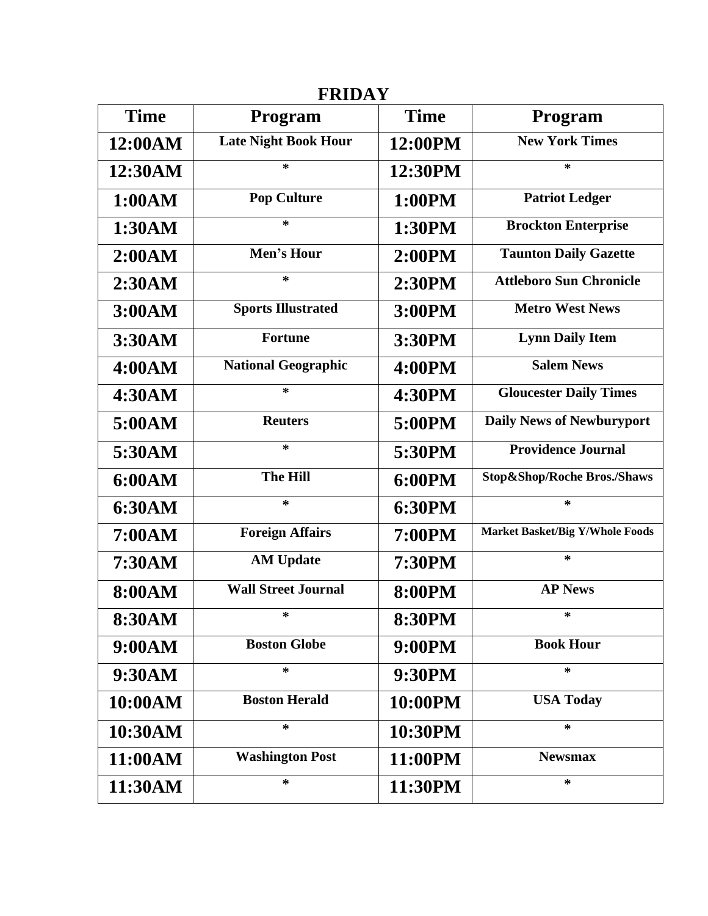# FRIDAY

| Time | Program | Time | Program |
|---|---|---|---|
| 12:00AM | Late Night Book Hour | 12:00PM | New York Times |
| 12:30AM | * | 12:30PM | * |
| 1:00AM | Pop Culture | 1:00PM | Patriot Ledger |
| 1:30AM | * | 1:30PM | Brockton Enterprise |
| 2:00AM | Men’s Hour | 2:00PM | Taunton Daily Gazette |
| 2:30AM | * | 2:30PM | Attleboro Sun Chronicle |
| 3:00AM | Sports Illustrated | 3:00PM | Metro West News |
| 3:30AM | Fortune | 3:30PM | Lynn Daily Item |
| 4:00AM | National Geographic | 4:00PM | Salem News |
| 4:30AM | * | 4:30PM | Gloucester Daily Times |
| 5:00AM | Reuters | 5:00PM | Daily News of Newburyport |
| 5:30AM | * | 5:30PM | Providence Journal |
| 6:00AM | The Hill | 6:00PM | Stop&Shop/Roche Bros./Shaws |
| 6:30AM | * | 6:30PM | * |
| 7:00AM | Foreign Affairs | 7:00PM | Market Basket/Big Y/Whole Foods |
| 7:30AM | AM Update | 7:30PM | * |
| 8:00AM | Wall Street Journal | 8:00PM | AP News |
| 8:30AM | * | 8:30PM | * |
| 9:00AM | Boston Globe | 9:00PM | Book Hour |
| 9:30AM | * | 9:30PM | * |
| 10:00AM | Boston Herald | 10:00PM | USA Today |
| 10:30AM | * | 10:30PM | * |
| 11:00AM | Washington Post | 11:00PM | Newsmax |
| 11:30AM | * | 11:30PM | * |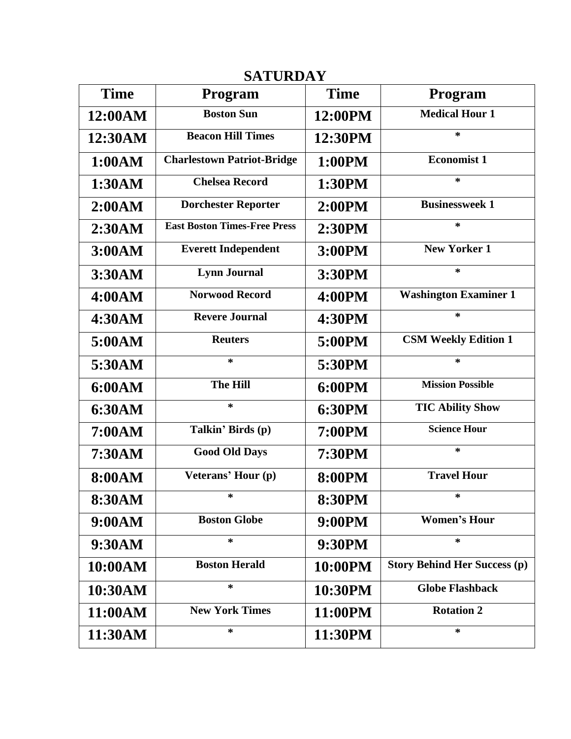## SATURDAY

| Time | Program | Time | Program |
|---|---|---|---|
| 12:00AM | Boston Sun | 12:00PM | Medical Hour 1 |
| 12:30AM | Beacon Hill Times | 12:30PM | * |
| 1:00AM | Charlestown Patriot-Bridge | 1:00PM | Economist 1 |
| 1:30AM | Chelsea Record | 1:30PM | * |
| 2:00AM | Dorchester Reporter | 2:00PM | Businessweek 1 |
| 2:30AM | East Boston Times-Free Press | 2:30PM | * |
| 3:00AM | Everett Independent | 3:00PM | New Yorker 1 |
| 3:30AM | Lynn Journal | 3:30PM | * |
| 4:00AM | Norwood Record | 4:00PM | Washington Examiner 1 |
| 4:30AM | Revere Journal | 4:30PM | * |
| 5:00AM | Reuters | 5:00PM | CSM Weekly Edition 1 |
| 5:30AM | * | 5:30PM | * |
| 6:00AM | The Hill | 6:00PM | Mission Possible |
| 6:30AM | * | 6:30PM | TIC Ability Show |
| 7:00AM | Talkin' Birds (p) | 7:00PM | Science Hour |
| 7:30AM | Good Old Days | 7:30PM | * |
| 8:00AM | Veterans' Hour (p) | 8:00PM | Travel Hour |
| 8:30AM | * | 8:30PM | * |
| 9:00AM | Boston Globe | 9:00PM | Women's Hour |
| 9:30AM | * | 9:30PM | * |
| 10:00AM | Boston Herald | 10:00PM | Story Behind Her Success (p) |
| 10:30AM | * | 10:30PM | Globe Flashback |
| 11:00AM | New York Times | 11:00PM | Rotation 2 |
| 11:30AM | * | 11:30PM | * |